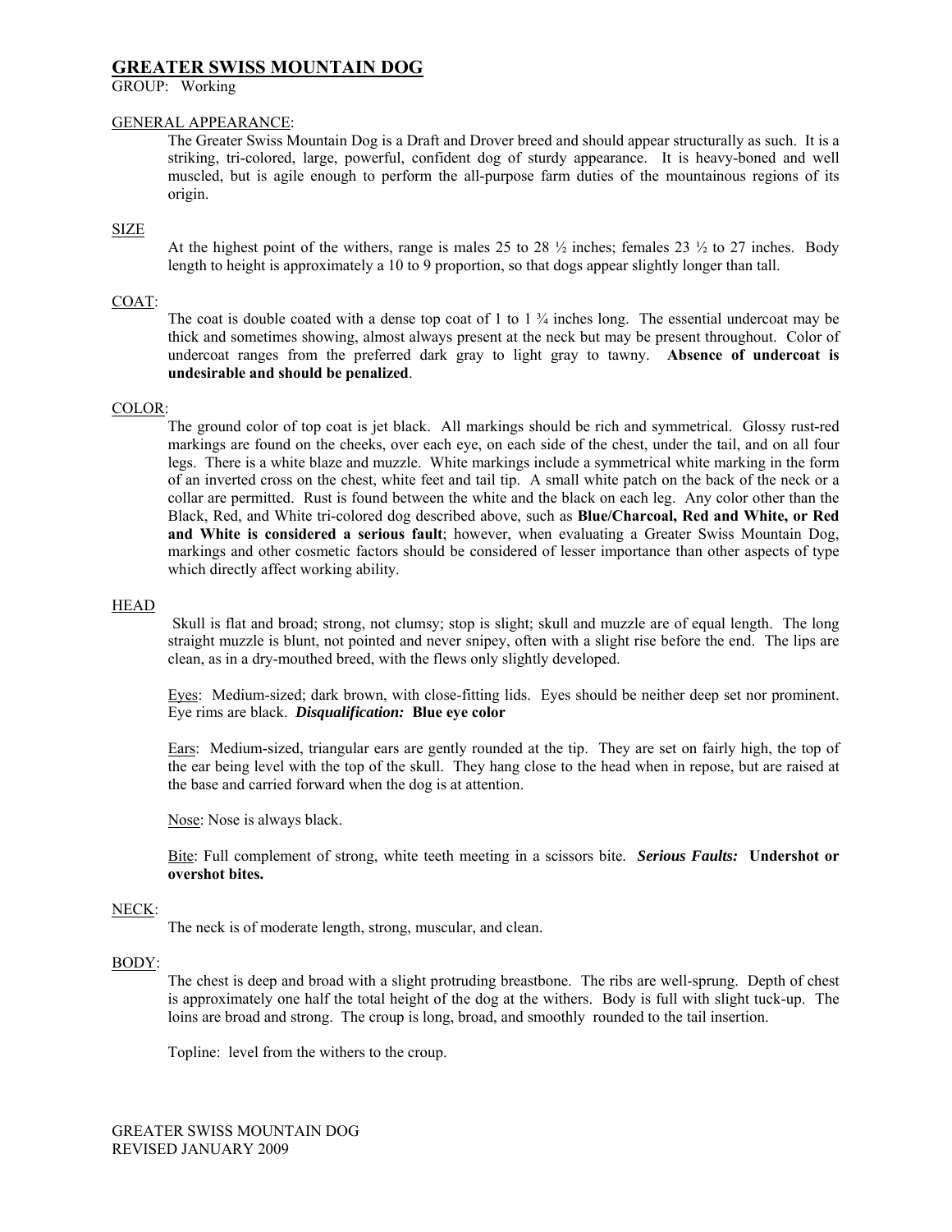# GREATER SWISS MOUNTAIN DOG

GROUP: Working

GENERAL APPEARANCE:

The Greater Swiss Mountain Dog is a Draft and Drover breed and should appear structurally as such. It is a striking, tri-colored, large, powerful, confident dog of sturdy appearance. It is heavy-boned and well muscled, but is agile enough to perform the all-purpose farm duties of the mountainous regions of its origin.

SIZE

At the highest point of the withers, range is males 25 to 28 ½ inches; females 23 ½ to 27 inches. Body length to height is approximately a 10 to 9 proportion, so that dogs appear slightly longer than tall.

COAT:

The coat is double coated with a dense top coat of 1 to 1 ¾ inches long. The essential undercoat may be thick and sometimes showing, almost always present at the neck but may be present throughout. Color of undercoat ranges from the preferred dark gray to light gray to tawny. **Absence of undercoat is undesirable and should be penalized**.

COLOR:

The ground color of top coat is jet black. All markings should be rich and symmetrical. Glossy rust-red markings are found on the cheeks, over each eye, on each side of the chest, under the tail, and on all four legs. There is a white blaze and muzzle. White markings include a symmetrical white marking in the form of an inverted cross on the chest, white feet and tail tip. A small white patch on the back of the neck or a collar are permitted. Rust is found between the white and the black on each leg. Any color other than the Black, Red, and White tri-colored dog described above, such as **Blue/Charcoal, Red and White, or Red and White is considered a serious fault**; however, when evaluating a Greater Swiss Mountain Dog, markings and other cosmetic factors should be considered of lesser importance than other aspects of type which directly affect working ability.

HEAD

Skull is flat and broad; strong, not clumsy; stop is slight; skull and muzzle are of equal length. The long straight muzzle is blunt, not pointed and never snipey, often with a slight rise before the end. The lips are clean, as in a dry-mouthed breed, with the flews only slightly developed.

Eyes: Medium-sized; dark brown, with close-fitting lids. Eyes should be neither deep set nor prominent. Eye rims are black. ***Disqualification:*** **Blue eye color**

Ears: Medium-sized, triangular ears are gently rounded at the tip. They are set on fairly high, the top of the ear being level with the top of the skull. They hang close to the head when in repose, but are raised at the base and carried forward when the dog is at attention.

Nose: Nose is always black.

Bite: Full complement of strong, white teeth meeting in a scissors bite. ***Serious Faults:*** **Undershot or overshot bites.**

NECK:

The neck is of moderate length, strong, muscular, and clean.

BODY:

The chest is deep and broad with a slight protruding breastbone. The ribs are well-sprung. Depth of chest is approximately one half the total height of the dog at the withers. Body is full with slight tuck-up. The loins are broad and strong. The croup is long, broad, and smoothly rounded to the tail insertion.

Topline: level from the withers to the croup.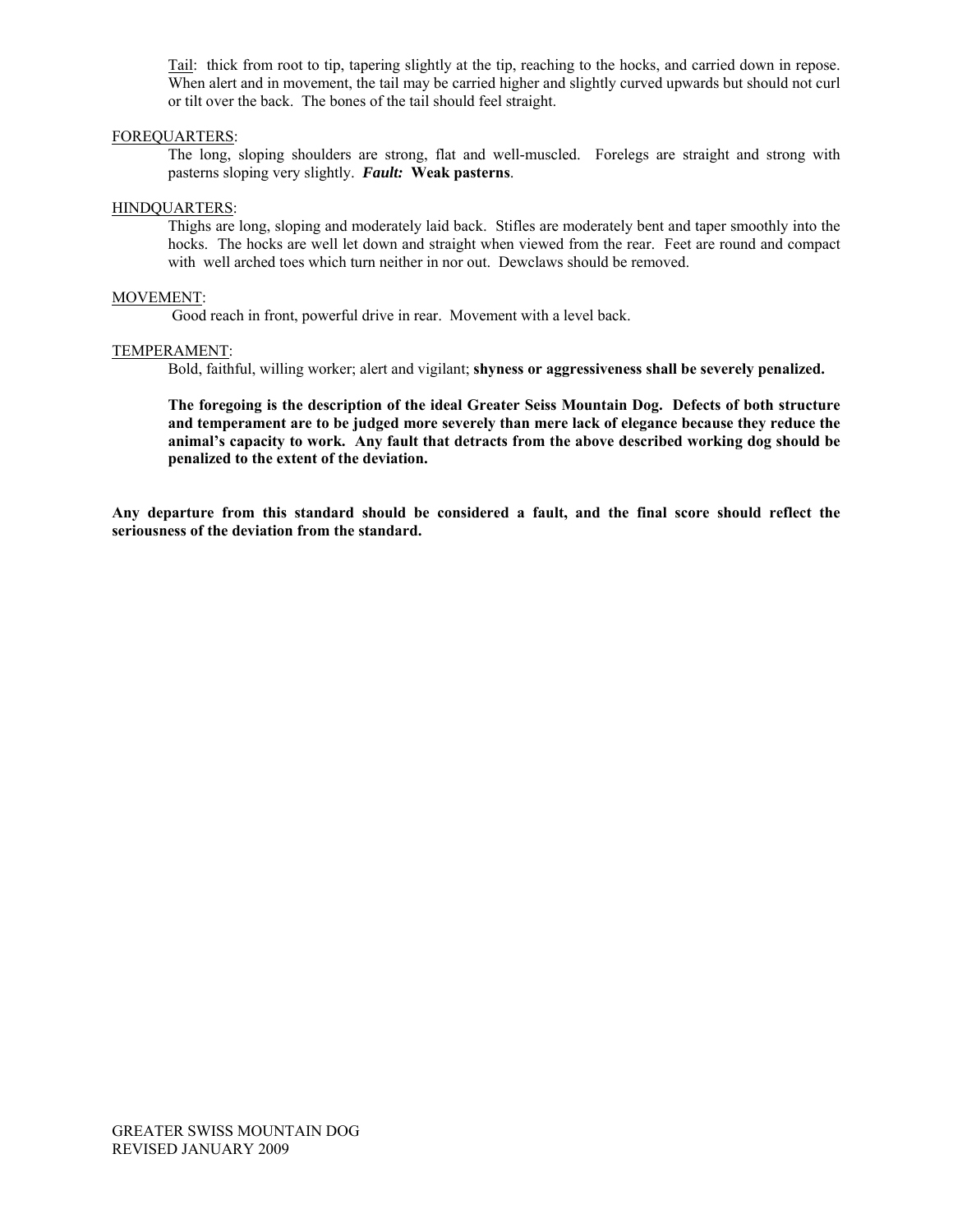Tail: thick from root to tip, tapering slightly at the tip, reaching to the hocks, and carried down in repose. When alert and in movement, the tail may be carried higher and slightly curved upwards but should not curl or tilt over the back. The bones of the tail should feel straight.

FOREQUARTERS:

The long, sloping shoulders are strong, flat and well-muscled. Forelegs are straight and strong with pasterns sloping very slightly. ***Fault:*** **Weak pasterns**.

HINDQUARTERS:

Thighs are long, sloping and moderately laid back. Stifles are moderately bent and taper smoothly into the hocks. The hocks are well let down and straight when viewed from the rear. Feet are round and compact with well arched toes which turn neither in nor out. Dewclaws should be removed.

MOVEMENT:

Good reach in front, powerful drive in rear. Movement with a level back.

TEMPERAMENT:

Bold, faithful, willing worker; alert and vigilant; **shyness or aggressiveness shall be severely penalized.**

**The foregoing is the description of the ideal Greater Seiss Mountain Dog. Defects of both structure and temperament are to be judged more severely than mere lack of elegance because they reduce the animal's capacity to work. Any fault that detracts from the above described working dog should be penalized to the extent of the deviation.**

**Any departure from this standard should be considered a fault, and the final score should reflect the seriousness of the deviation from the standard.**